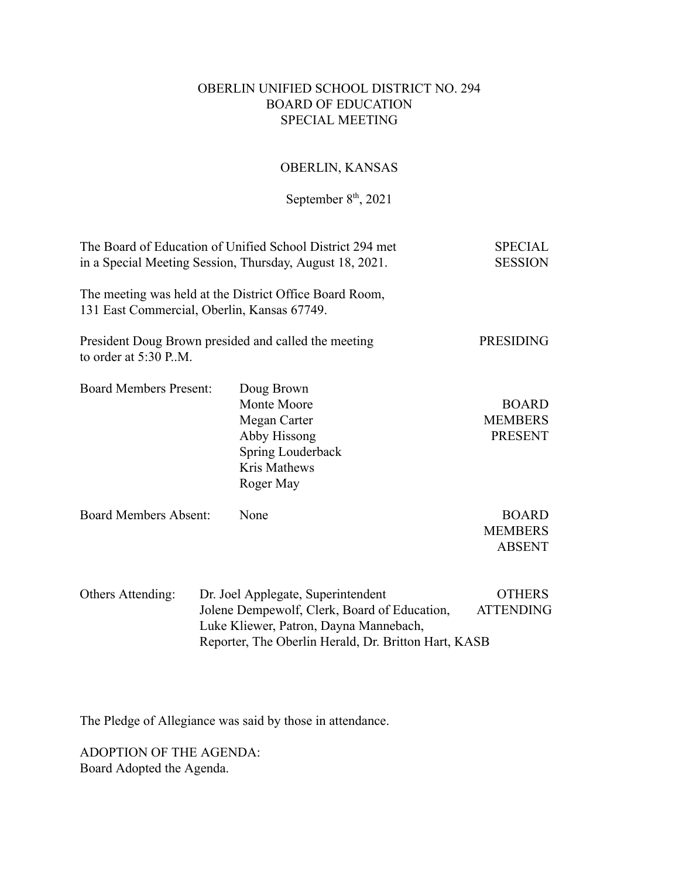# OBERLIN UNIFIED SCHOOL DISTRICT NO. 294
## BOARD OF EDUCATION
## SPECIAL MEETING

OBERLIN, KANSAS

September 8th, 2021

The Board of Education of Unified School District 294 met in a Special Meeting Session, Thursday, August 18, 2021. — **SPECIAL SESSION**

The meeting was held at the District Office Board Room, 131 East Commercial, Oberlin, Kansas 67749.

President Doug Brown presided and called the meeting to order at 5:30 P..M. — **PRESIDING**

**BOARD MEMBERS PRESENT**

Board Members Present:
- Doug Brown
- Monte Moore
- Megan Carter
- Abby Hissong
- Spring Louderback
- Kris Mathews
- Roger May

**BOARD MEMBERS ABSENT**

Board Members Absent: None

**OTHERS ATTENDING**

Others Attending: Dr. Joel Applegate, Superintendent
Jolene Dempewolf, Clerk, Board of Education,
Luke Kliewer, Patron, Dayna Mannebach,
Reporter, The Oberlin Herald, Dr. Britton Hart, KASB

The Pledge of Allegiance was said by those in attendance.

ADOPTION OF THE AGENDA:
Board Adopted the Agenda.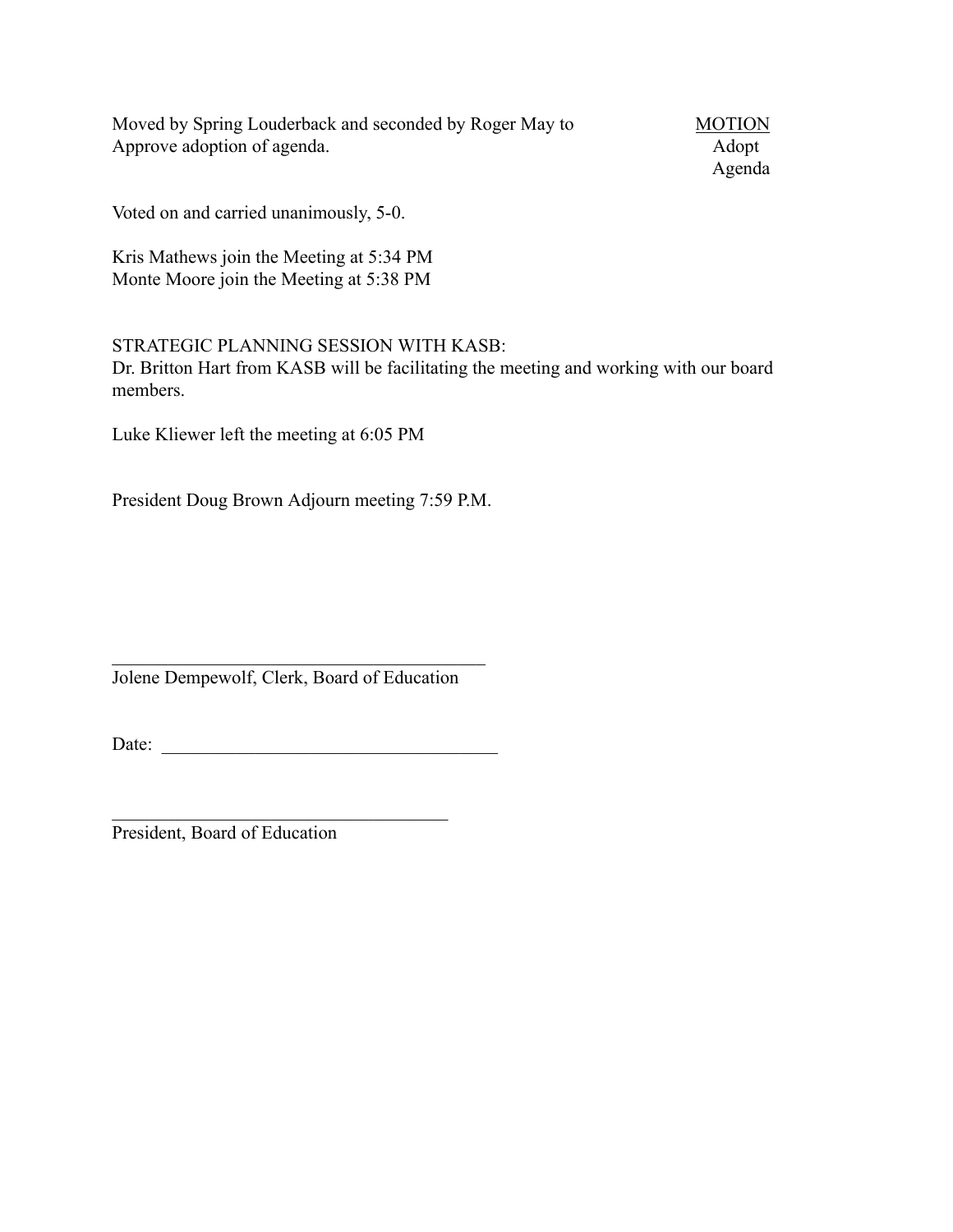Moved by Spring Louderback and seconded by Roger May to Approve adoption of agenda.

MOTION
Adopt
Agenda

Voted on and carried unanimously, 5-0.

Kris Mathews join the Meeting at 5:34 PM
Monte Moore join the Meeting at 5:38 PM

STRATEGIC PLANNING SESSION WITH KASB:
Dr. Britton Hart from KASB will be facilitating the meeting and working with our board members.

Luke Kliewer left the meeting at 6:05 PM

President Doug Brown Adjourn meeting 7:59 P.M.

\_\_\_\_\_\_\_\_\_\_\_\_\_\_\_\_\_\_\_\_\_\_\_\_\_\_\_\_\_\_\_\_\_\_\_\_\_\_\_\_
Jolene Dempewolf, Clerk, Board of Education

Date: \_\_\_\_\_\_\_\_\_\_\_\_\_\_\_\_\_\_\_\_\_\_\_\_\_\_\_\_\_\_\_\_\_\_\_\_

\_\_\_\_\_\_\_\_\_\_\_\_\_\_\_\_\_\_\_\_\_\_\_\_\_\_\_\_\_\_\_\_\_\_\_\_\_\_
President, Board of Education